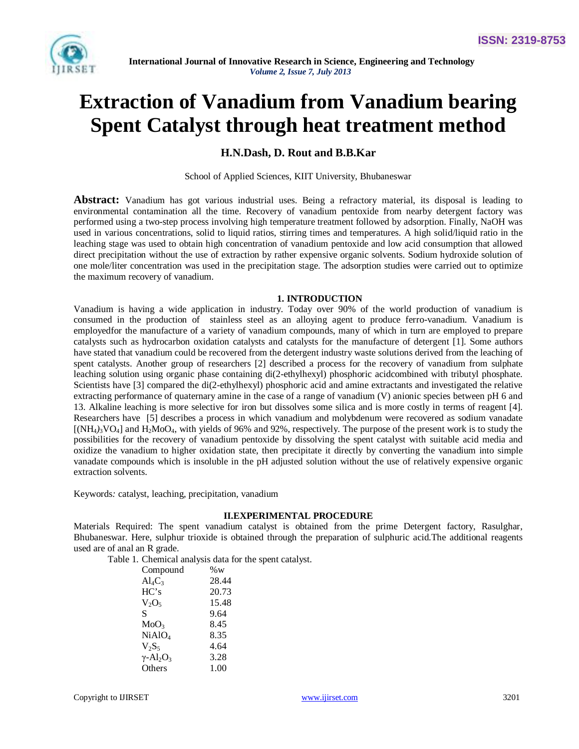# Extraction of Vanadium from Vanadium bearing Spent Catalyst through heat treatment method

**H.N.Dash, D. Rout and B.B.Kar**

School of Applied Sciences, KIIT University, Bhubaneswar

**Abstract:** Vanadium has got various industrial uses. Being a refractory material, its disposal is leading to environmental contamination all the time. Recovery of vanadium pentoxide from nearby detergent factory was performed using a two-step process involving high temperature treatment followed by adsorption. Finally, NaOH was used in various concentrations, solid to liquid ratios, stirring times and temperatures. A high solid/liquid ratio in the leaching stage was used to obtain high concentration of vanadium pentoxide and low acid consumption that allowed direct precipitation without the use of extraction by rather expensive organic solvents. Sodium hydroxide solution of one mole/liter concentration was used in the precipitation stage. The adsorption studies were carried out to optimize the maximum recovery of vanadium.

## 1. INTRODUCTION

Vanadium is having a wide application in industry. Today over 90% of the world production of vanadium is consumed in the production of stainless steel as an alloying agent to produce ferro-vanadium. Vanadium is employedfor the manufacture of a variety of vanadium compounds, many of which in turn are employed to prepare catalysts such as hydrocarbon oxidation catalysts and catalysts for the manufacture of detergent [1]. Some authors have stated that vanadium could be recovered from the detergent industry waste solutions derived from the leaching of spent catalysts. Another group of researchers [2] described a process for the recovery of vanadium from sulphate leaching solution using organic phase containing di(2-ethylhexyl) phosphoric acidcombined with tributyl phosphate. Scientists have [3] compared the di(2-ethylhexyl) phosphoric acid and amine extractants and investigated the relative extracting performance of quaternary amine in the case of a range of vanadium (V) anionic species between pH 6 and 13. Alkaline leaching is more selective for iron but dissolves some silica and is more costly in terms of reagent [4]. Researchers have [5] describes a process in which vanadium and molybdenum were recovered as sodium vanadate $[(NH_4)_3VO_4]$ and $H_2MoO_4$, with yields of 96% and 92%, respectively. The purpose of the present work is to study the possibilities for the recovery of vanadium pentoxide by dissolving the spent catalyst with suitable acid media and oxidize the vanadium to higher oxidation state, then precipitate it directly by converting the vanadium into simple vanadate compounds which is insoluble in the pH adjusted solution without the use of relatively expensive organic extraction solvents.

Keywords: catalyst, leaching, precipitation, vanadium

## II.EXPERIMENTAL PROCEDURE

Materials Required: The spent vanadium catalyst is obtained from the prime Detergent factory, Rasulghar, Bhubaneswar. Here, sulphur trioxide is obtained through the preparation of sulphuric acid.The additional reagents used are of anal an R grade.

Table 1. Chemical analysis data for the spent catalyst.

| Compound | %w |
|---|---|
| $Al_4C_3$ | 28.44 |
| HC's | 20.73 |
| $V_2O_5$ | 15.48 |
| S | 9.64 |
| $MoO_3$ | 8.45 |
| $NiAlO_4$ | 8.35 |
| $V_2S_5$ | 4.64 |
| $\gamma$-$Al_2O_3$ | 3.28 |
| Others | 1.00 |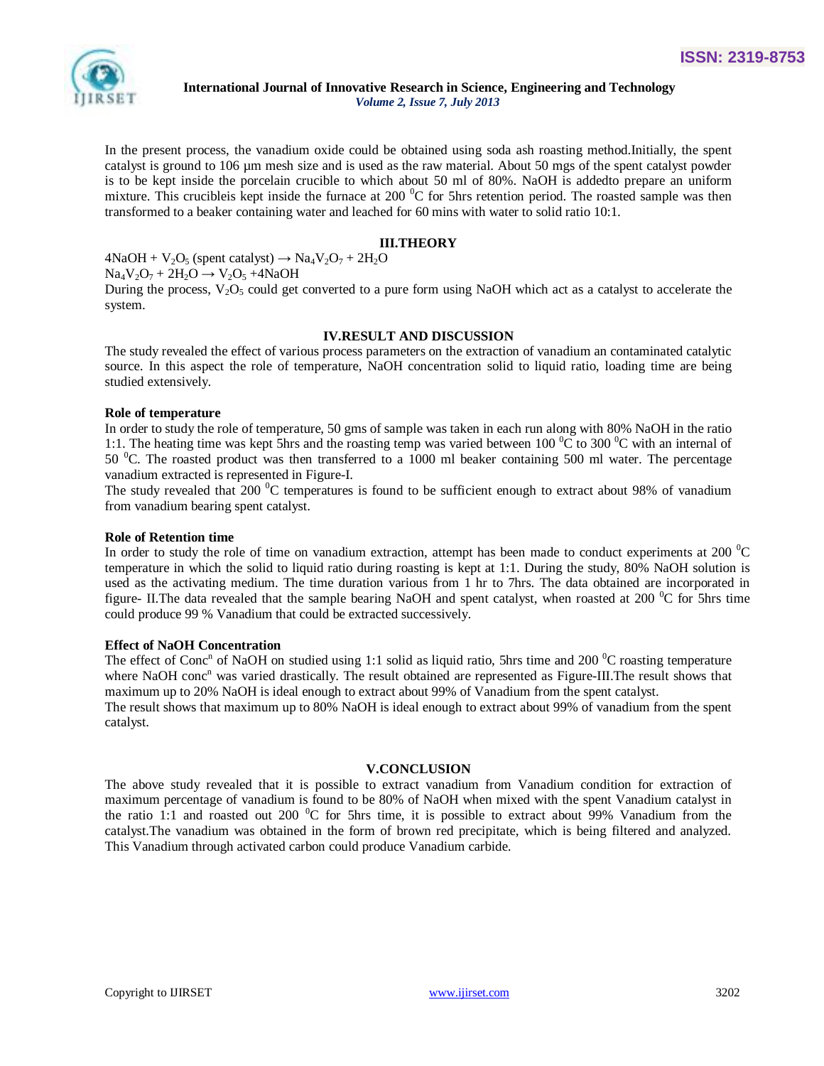In the present process, the vanadium oxide could be obtained using soda ash roasting method.Initially, the spent catalyst is ground to 106 µm mesh size and is used as the raw material. About 50 mgs of the spent catalyst powder is to be kept inside the porcelain crucible to which about 50 ml of 80%. NaOH is addedto prepare an uniform mixture. This crucibleis kept inside the furnace at 200 $^0$C for 5hrs retention period. The roasted sample was then transformed to a beaker containing water and leached for 60 mins with water to solid ratio 10:1.

## III.THEORY

$4NaOH + V_2O_5$ (spent catalyst) $\rightarrow Na_4V_2O_7 + 2H_2O$

$Na_4V_2O_7 + 2H_2O \rightarrow V_2O_5 + 4NaOH$

During the process, $V_2O_5$ could get converted to a pure form using NaOH which act as a catalyst to accelerate the system.

## IV.RESULT AND DISCUSSION

The study revealed the effect of various process parameters on the extraction of vanadium an contaminated catalytic source. In this aspect the role of temperature, NaOH concentration solid to liquid ratio, loading time are being studied extensively.

### Role of temperature

In order to study the role of temperature, 50 gms of sample was taken in each run along with 80% NaOH in the ratio 1:1. The heating time was kept 5hrs and the roasting temp was varied between 100 $^0$C to 300 $^0$C with an internal of 50 $^0$C. The roasted product was then transferred to a 1000 ml beaker containing 500 ml water. The percentage vanadium extracted is represented in Figure-I.

The study revealed that 200 $^0$C temperatures is found to be sufficient enough to extract about 98% of vanadium from vanadium bearing spent catalyst.

### Role of Retention time

In order to study the role of time on vanadium extraction, attempt has been made to conduct experiments at 200 $^0$C temperature in which the solid to liquid ratio during roasting is kept at 1:1. During the study, 80% NaOH solution is used as the activating medium. The time duration various from 1 hr to 7hrs. The data obtained are incorporated in figure- II.The data revealed that the sample bearing NaOH and spent catalyst, when roasted at 200 $^0$C for 5hrs time could produce 99 % Vanadium that could be extracted successively.

### Effect of NaOH Concentration

The effect of Conc$^n$ of NaOH on studied using 1:1 solid as liquid ratio, 5hrs time and 200 $^0$C roasting temperature where NaOH conc$^n$ was varied drastically. The result obtained are represented as Figure-III.The result shows that maximum up to 20% NaOH is ideal enough to extract about 99% of Vanadium from the spent catalyst.

The result shows that maximum up to 80% NaOH is ideal enough to extract about 99% of vanadium from the spent catalyst.

## V.CONCLUSION

The above study revealed that it is possible to extract vanadium from Vanadium condition for extraction of maximum percentage of vanadium is found to be 80% of NaOH when mixed with the spent Vanadium catalyst in the ratio 1:1 and roasted out 200 $^0$C for 5hrs time, it is possible to extract about 99% Vanadium from the catalyst.The vanadium was obtained in the form of brown red precipitate, which is being filtered and analyzed. This Vanadium through activated carbon could produce Vanadium carbide.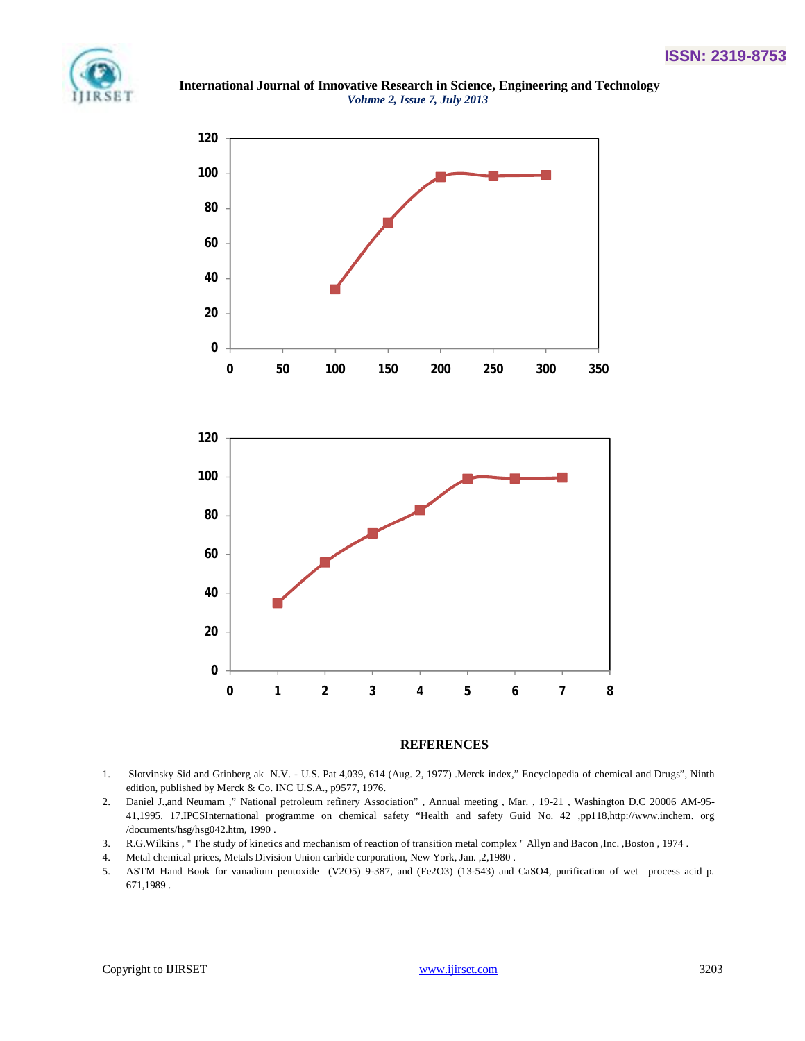120
100
80
60
40
20
0
0 50 100 150 200 250 300 350

120
100
80
60
40
20
0
0 1 2 3 4 5 6 7 8

## REFERENCES

1. Slotvinsky Sid and Grinberg ak N.V. - U.S. Pat 4,039, 614 (Aug. 2, 1977) .Merck index," Encyclopedia of chemical and Drugs", Ninth edition, published by Merck & Co. INC U.S.A., p9577, 1976.
2. Daniel J.,and Neumam ," National petroleum refinery Association" , Annual meeting , Mar. , 19-21 , Washington D.C 20006 AM-95-41,1995. 17.IPCSInternational programme on chemical safety "Health and safety Guid No. 42 ,pp118,http://www.inchem. org /documents/hsg/hsg042.htm, 1990 .
3. R.G.Wilkins , " The study of kinetics and mechanism of reaction of transition metal complex " Allyn and Bacon ,Inc. ,Boston , 1974 .
4. Metal chemical prices, Metals Division Union carbide corporation, New York, Jan. ,2,1980 .
5. ASTM Hand Book for vanadium pentoxide ($V_2O_5$) 9-387, and ($Fe_2O_3$) (13-543) and $CaSO_4$, purification of wet –process acid p. 671,1989 .